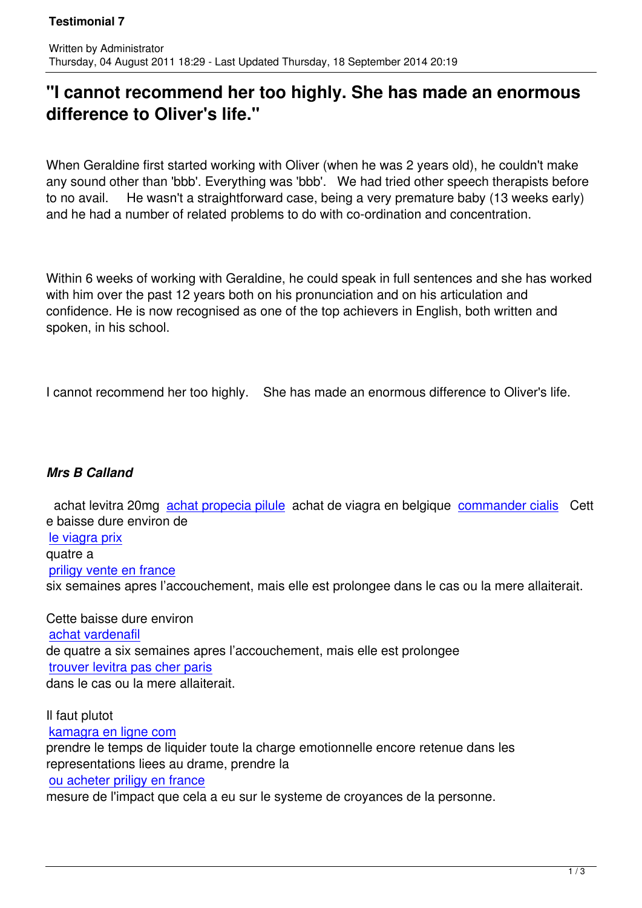# "I cannot recommend her too highly. She has made an enormous difference to Oliver's life."

When Geraldine first started working with Oliver (when he was 2 years old), he couldn't make any sound other than 'bbb'. Everything was 'bbb'. We had tried other speech therapists before to no avail. He wasn't a straightforward case, being a very premature baby (13 weeks early) and he had a number of related problems to do with co-ordination and concentration.

Within 6 weeks of working with Geraldine, he could speak in full sentences and she has worked with him over the past 12 years both on his pronunciation and on his articulation and confidence. He is now recognised as one of the top achievers in English, both written and spoken, in his school.

I cannot recommend her too highly. She has made an enormous difference to Oliver's life.

***Mrs B Calland***

achat levitra 20mg achat propecia pilule achat de viagra en belgique commander cialis Cette baisse dure environ de le viagra prix quatre a priligy vente en france six semaines apres l'accouchement, mais elle est prolongee dans le cas ou la mere allaiterait.

Cette baisse dure environ achat vardenafil de quatre a six semaines apres l'accouchement, mais elle est prolongee trouver levitra pas cher paris dans le cas ou la mere allaiterait.

Il faut plutot kamagra en ligne com prendre le temps de liquider toute la charge emotionnelle encore retenue dans les representations liees au drame, prendre la ou acheter priligy en france mesure de l'impact que cela a eu sur le systeme de croyances de la personne.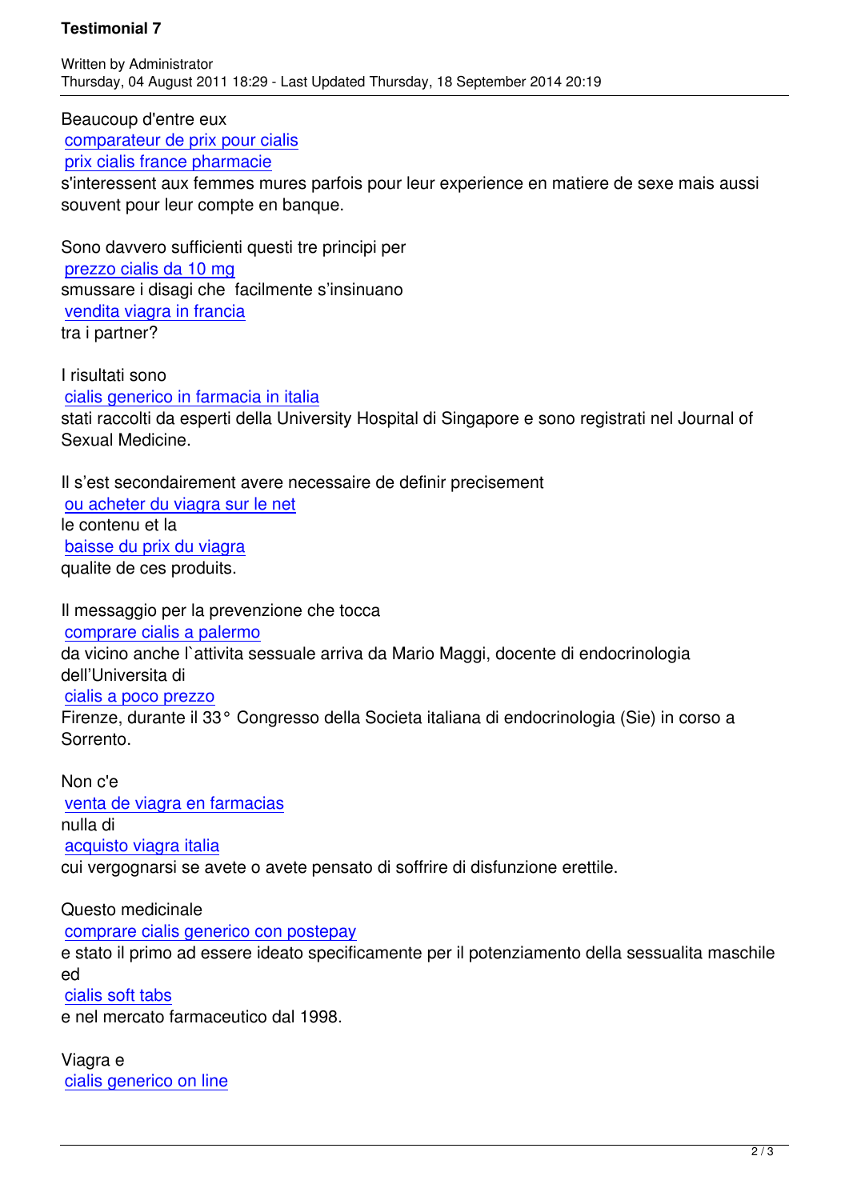Beaucoup d'entre eux
comparateur de prix pour cialis
prix cialis france pharmacie
s'interessent aux femmes mures parfois pour leur experience en matiere de sexe mais aussi souvent pour leur compte en banque.

Sono davvero sufficienti questi tre principi per
prezzo cialis da 10 mg
smussare i disagi che facilmente s'insinuano
vendita viagra in francia
tra i partner?

I risultati sono
cialis generico in farmacia in italia
stati raccolti da esperti della University Hospital di Singapore e sono registrati nel Journal of Sexual Medicine.

Il s'est secondairement avere necessaire de definir precisement
ou acheter du viagra sur le net
le contenu et la
baisse du prix du viagra
qualite de ces produits.

Il messaggio per la prevenzione che tocca
comprare cialis a palermo
da vicino anche l`attivita sessuale arriva da Mario Maggi, docente di endocrinologia dell'Universita di
cialis a poco prezzo
Firenze, durante il 33° Congresso della Societa italiana di endocrinologia (Sie) in corso a Sorrento.

Non c'e
venta de viagra en farmacias
nulla di
acquisto viagra italia
cui vergognarsi se avete o avete pensato di soffrire di disfunzione erettile.

Questo medicinale
comprare cialis generico con postepay
e stato il primo ad essere ideato specificamente per il potenziamento della sessualita maschile ed
cialis soft tabs
e nel mercato farmaceutico dal 1998.

Viagra e
cialis generico on line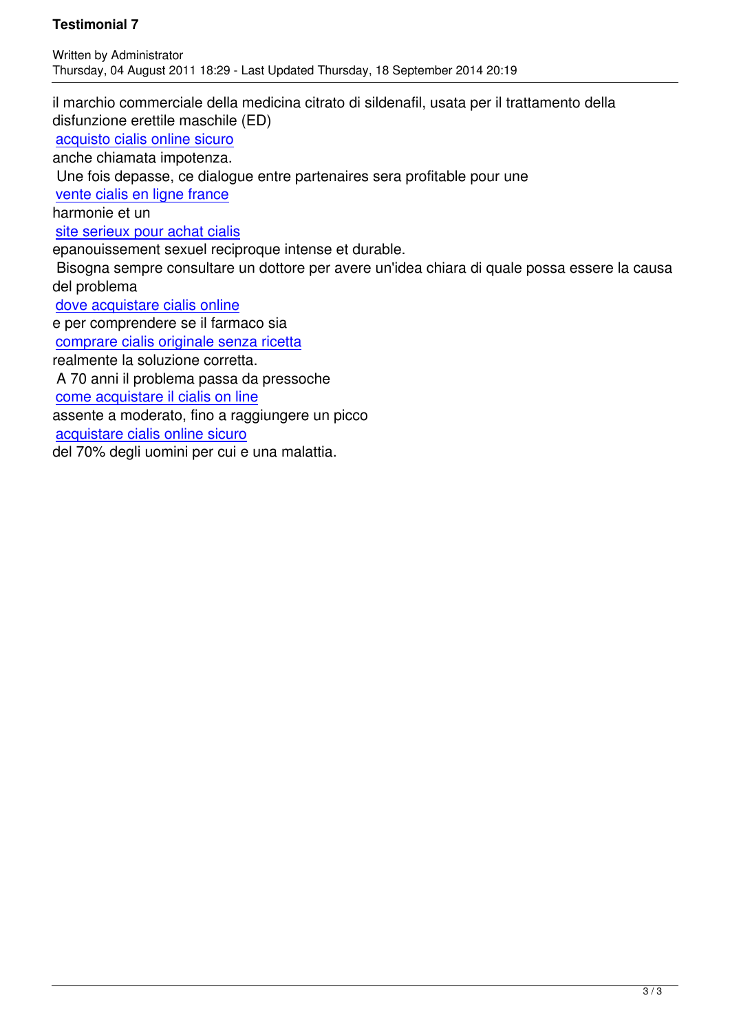il marchio commerciale della medicina citrato di sildenafil, usata per il trattamento della disfunzione erettile maschile (ED)
 acquisto cialis online sicuro
anche chiamata impotenza.
 Une fois depasse, ce dialogue entre partenaires sera profitable pour une
 vente cialis en ligne france
harmonie et un
 site serieux pour achat cialis
epanouissement sexuel reciproque intense et durable.
 Bisogna sempre consultare un dottore per avere un'idea chiara di quale possa essere la causa del problema
 dove acquistare cialis online
e per comprendere se il farmaco sia
 comprare cialis originale senza ricetta
realmente la soluzione corretta.
 A 70 anni il problema passa da pressoche
 come acquistare il cialis on line
assente a moderato, fino a raggiungere un picco
 acquistare cialis online sicuro
del 70% degli uomini per cui e una malattia.